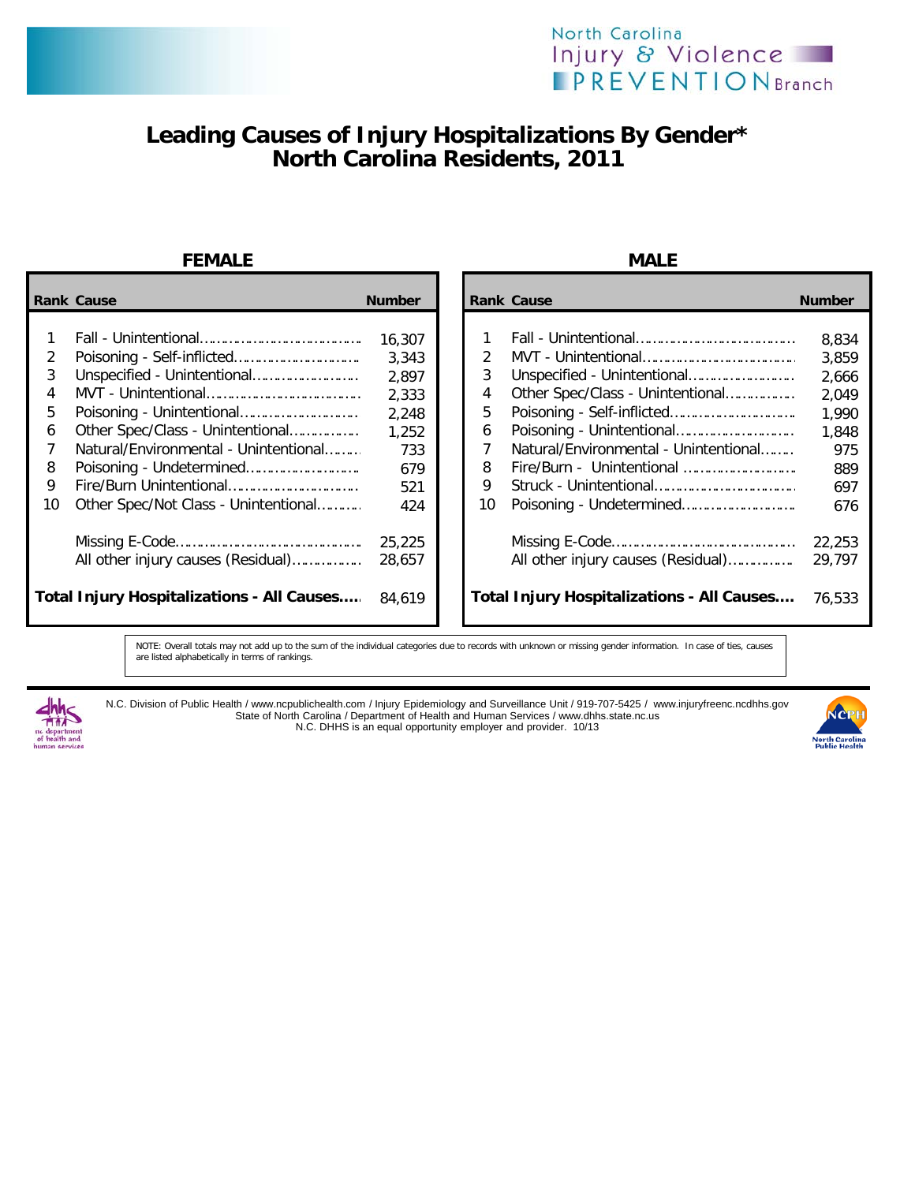North Carolina Injury & Violence PREVENTION Branch

# Leading Causes of Injury Hospitalizations By Gender* North Carolina Residents, 2011

## FEMALE

| Rank | Cause | Number |
|---|---|---|
| 1 | Fall - Unintentional | 16,307 |
| 2 | Poisoning - Self-inflicted | 3,343 |
| 3 | Unspecified - Unintentional | 2,897 |
| 4 | MVT - Unintentional | 2,333 |
| 5 | Poisoning - Unintentional | 2,248 |
| 6 | Other Spec/Class - Unintentional | 1,252 |
| 7 | Natural/Environmental - Unintentional | 733 |
| 8 | Poisoning - Undetermined | 679 |
| 9 | Fire/Burn Unintentional | 521 |
| 10 | Other Spec/Not Class - Unintentional | 424 |
| | Missing E-Code | 25,225 |
| | All other injury causes (Residual) | 28,657 |
| | **Total Injury Hospitalizations - All Causes** | 84,619 |

## MALE

| Rank | Cause | Number |
|---|---|---|
| 1 | Fall - Unintentional | 8,834 |
| 2 | MVT - Unintentional | 3,859 |
| 3 | Unspecified - Unintentional | 2,666 |
| 4 | Other Spec/Class - Unintentional | 2,049 |
| 5 | Poisoning - Self-inflicted | 1,990 |
| 6 | Poisoning - Unintentional | 1,848 |
| 7 | Natural/Environmental - Unintentional | 975 |
| 8 | Fire/Burn - Unintentional | 889 |
| 9 | Struck - Unintentional | 697 |
| 10 | Poisoning - Undetermined | 676 |
| | Missing E-Code | 22,253 |
| | All other injury causes (Residual) | 29,797 |
| | **Total Injury Hospitalizations - All Causes** | 76,533 |

NOTE: Overall totals may not add up to the sum of the individual categories due to records with unknown or missing gender information. In case of ties, causes are listed alphabetically in terms of rankings.

N.C. Division of Public Health / www.ncpublichealth.com / Injury Epidemiology and Surveillance Unit / 919-707-5425 / www.injuryfreenc.ncdhhs.gov
State of North Carolina / Department of Health and Human Services / www.dhhs.state.nc.us
N.C. DHHS is an equal opportunity employer and provider. 10/13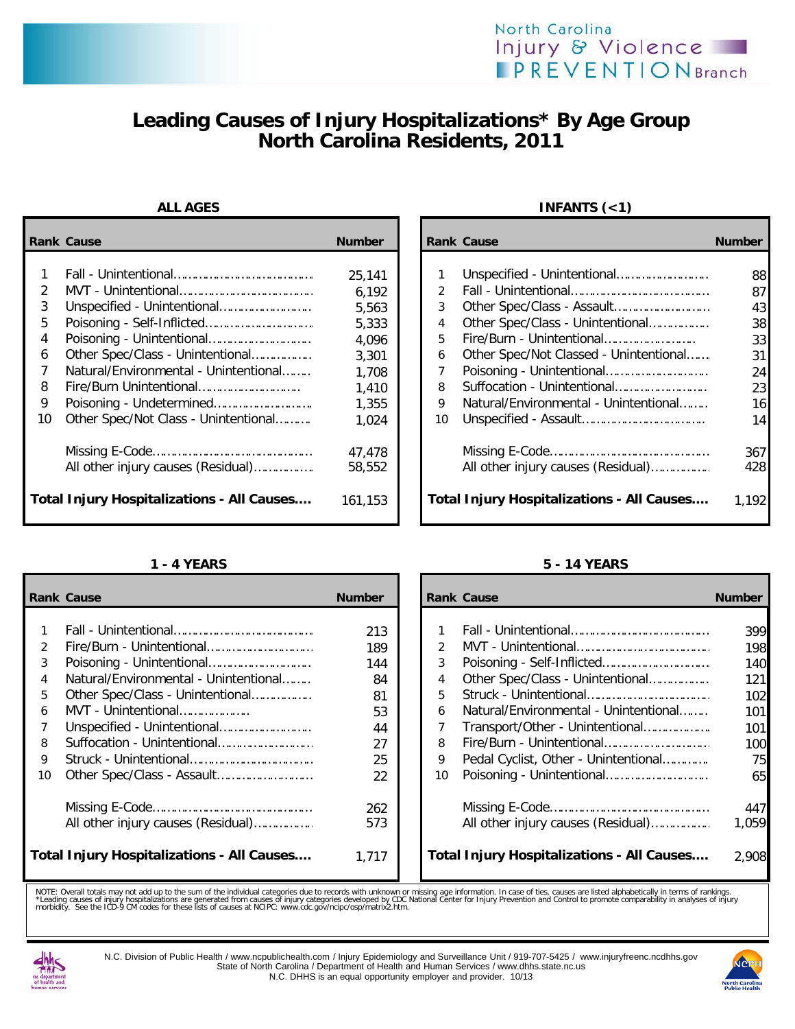# Leading Causes of Injury Hospitalizations* By Age Group North Carolina Residents, 2011

### ALL AGES

| Rank | Cause | Number |
|---|---|---|
| 1 | Fall - Unintentional | 25,141 |
| 2 | MVT - Unintentional | 6,192 |
| 3 | Unspecified - Unintentional | 5,563 |
| 5 | Poisoning - Self-Inflicted | 5,333 |
| 4 | Poisoning - Unintentional | 4,096 |
| 6 | Other Spec/Class - Unintentional | 3,301 |
| 7 | Natural/Environmental - Unintentional | 1,708 |
| 8 | Fire/Burn Unintentional | 1,410 |
| 9 | Poisoning - Undetermined | 1,355 |
| 10 | Other Spec/Not Class - Unintentional | 1,024 |
| | Missing E-Code | 47,478 |
| | All other injury causes (Residual) | 58,552 |
| | **Total Injury Hospitalizations - All Causes** | 161,153 |

### INFANTS (<1)

| Rank | Cause | Number |
|---|---|---|
| 1 | Unspecified - Unintentional | 88 |
| 2 | Fall - Unintentional | 87 |
| 3 | Other Spec/Class - Assault | 43 |
| 4 | Other Spec/Class - Unintentional | 38 |
| 5 | Fire/Burn - Unintentional | 33 |
| 6 | Other Spec/Not Classed - Unintentional | 31 |
| 7 | Poisoning - Unintentional | 24 |
| 8 | Suffocation - Unintentional | 23 |
| 9 | Natural/Environmental - Unintentional | 16 |
| 10 | Unspecified - Assault | 14 |
| | Missing E-Code | 367 |
| | All other injury causes (Residual) | 428 |
| | **Total Injury Hospitalizations - All Causes** | 1,192 |

### 1 - 4 YEARS

| Rank | Cause | Number |
|---|---|---|
| 1 | Fall - Unintentional | 213 |
| 2 | Fire/Burn - Unintentional | 189 |
| 3 | Poisoning - Unintentional | 144 |
| 4 | Natural/Environmental - Unintentional | 84 |
| 5 | Other Spec/Class - Unintentional | 81 |
| 6 | MVT - Unintentional | 53 |
| 7 | Unspecified - Unintentional | 44 |
| 8 | Suffocation - Unintentional | 27 |
| 9 | Struck - Unintentional | 25 |
| 10 | Other Spec/Class - Assault | 22 |
| | Missing E-Code | 262 |
| | All other injury causes (Residual) | 573 |
| | **Total Injury Hospitalizations - All Causes** | 1,717 |

### 5 - 14 YEARS

| Rank | Cause | Number |
|---|---|---|
| 1 | Fall - Unintentional | 399 |
| 2 | MVT - Unintentional | 198 |
| 3 | Poisoning - Self-Inflicted | 140 |
| 4 | Other Spec/Class - Unintentional | 121 |
| 5 | Struck - Unintentional | 102 |
| 6 | Natural/Environmental - Unintentional | 101 |
| 7 | Transport/Other - Unintentional | 101 |
| 8 | Fire/Burn - Unintentional | 100 |
| 9 | Pedal Cyclist, Other - Unintentional | 75 |
| 10 | Poisoning - Unintentional | 65 |
| | Missing E-Code | 447 |
| | All other injury causes (Residual) | 1,059 |
| | **Total Injury Hospitalizations - All Causes** | 2,908 |

NOTE: Overall totals may not add up to the sum of the individual categories due to records with unknown or missing age information. In case of ties, causes are listed alphabetically in terms of rankings.
*Leading causes of injury hospitalizations are generated from causes of injury categories developed by CDC National Center for Injury Prevention and Control to promote comparability in analyses of injury morbidity. See the ICD-9 CM codes for these lists of causes at NCIPC: www.cdc.gov/ncipc/osp/matrix2.htm.

N.C. Division of Public Health / www.ncpublichealth.com / Injury Epidemiology and Surveillance Unit / 919-707-5425 / www.injuryfreenc.ncdhhs.gov
State of North Carolina / Department of Health and Human Services / www.dhhs.state.nc.us
N.C. DHHS is an equal opportunity employer and provider. 10/13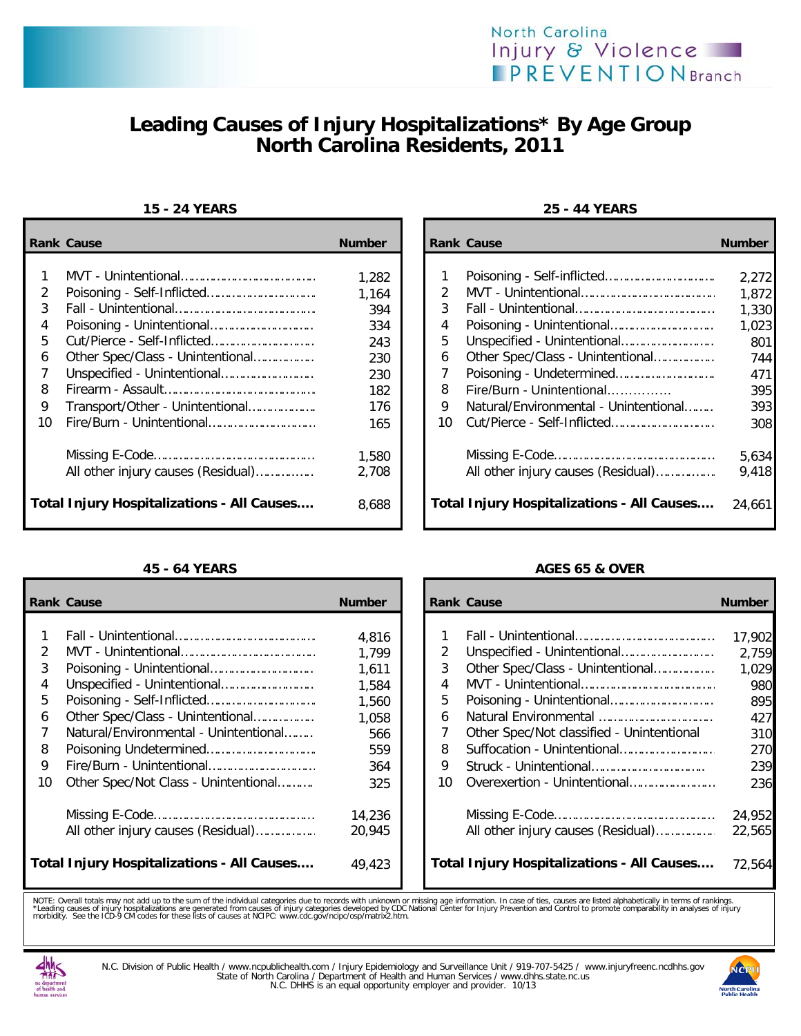North Carolina Injury & Violence PREVENTION Branch

# Leading Causes of Injury Hospitalizations* By Age Group
## North Carolina Residents, 2011

### 15 - 24 YEARS

| Rank | Cause | Number |
|---|---|---|
| 1 | MVT - Unintentional | 1,282 |
| 2 | Poisoning - Self-Inflicted | 1,164 |
| 3 | Fall - Unintentional | 394 |
| 4 | Poisoning - Unintentional | 334 |
| 5 | Cut/Pierce - Self-Inflicted | 243 |
| 6 | Other Spec/Class - Unintentional | 230 |
| 7 | Unspecified - Unintentional | 230 |
| 8 | Firearm - Assault | 182 |
| 9 | Transport/Other - Unintentional | 176 |
| 10 | Fire/Burn - Unintentional | 165 |
| | Missing E-Code | 1,580 |
| | All other injury causes (Residual) | 2,708 |
| **Total Injury Hospitalizations - All Causes** | | 8,688 |

### 25 - 44 YEARS

| Rank | Cause | Number |
|---|---|---|
| 1 | Poisoning - Self-inflicted | 2,272 |
| 2 | MVT - Unintentional | 1,872 |
| 3 | Fall - Unintentional | 1,330 |
| 4 | Poisoning - Unintentional | 1,023 |
| 5 | Unspecified - Unintentional | 801 |
| 6 | Other Spec/Class - Unintentional | 744 |
| 7 | Poisoning - Undetermined | 471 |
| 8 | Fire/Burn - Unintentional | 395 |
| 9 | Natural/Environmental - Unintentional | 393 |
| 10 | Cut/Pierce - Self-Inflicted | 308 |
| | Missing E-Code | 5,634 |
| | All other injury causes (Residual) | 9,418 |
| **Total Injury Hospitalizations - All Causes** | | 24,661 |

### 45 - 64 YEARS

| Rank | Cause | Number |
|---|---|---|
| 1 | Fall - Unintentional | 4,816 |
| 2 | MVT - Unintentional | 1,799 |
| 3 | Poisoning - Unintentional | 1,611 |
| 4 | Unspecified - Unintentional | 1,584 |
| 5 | Poisoning - Self-Inflicted | 1,560 |
| 6 | Other Spec/Class - Unintentional | 1,058 |
| 7 | Natural/Environmental - Unintentional | 566 |
| 8 | Poisoning Undetermined | 559 |
| 9 | Fire/Burn - Unintentional | 364 |
| 10 | Other Spec/Not Class - Unintentional | 325 |
| | Missing E-Code | 14,236 |
| | All other injury causes (Residual) | 20,945 |
| **Total Injury Hospitalizations - All Causes** | | 49,423 |

### AGES 65 & OVER

| Rank | Cause | Number |
|---|---|---|
| 1 | Fall - Unintentional | 17,902 |
| 2 | Unspecified - Unintentional | 2,759 |
| 3 | Other Spec/Class - Unintentional | 1,029 |
| 4 | MVT - Unintentional | 980 |
| 5 | Poisoning - Unintentional | 895 |
| 6 | Natural Environmental | 427 |
| 7 | Other Spec/Not classified - Unintentional | 310 |
| 8 | Suffocation - Unintentional | 270 |
| 9 | Struck - Unintentional | 239 |
| 10 | Overexertion - Unintentional | 236 |
| | Missing E-Code | 24,952 |
| | All other injury causes (Residual) | 22,565 |
| **Total Injury Hospitalizations - All Causes** | | 72,564 |

NOTE: Overall totals may not add up to the sum of the individual categories due to records with unknown or missing age information. In case of ties, causes are listed alphabetically in terms of rankings.
*Leading causes of injury hospitalizations are generated from causes of injury categories developed by CDC National Center for Injury Prevention and Control to promote comparability in analyses of injury morbidity. See the ICD-9 CM codes for these lists of causes at NCIPC: www.cdc.gov/ncipc/osp/matrix2.htm.

N.C. Division of Public Health / www.ncpublichealth.com / Injury Epidemiology and Surveillance Unit / 919-707-5425 / www.injuryfreenc.ncdhhs.gov
State of North Carolina / Department of Health and Human Services / www.dhhs.state.nc.us
N.C. DHHS is an equal opportunity employer and provider. 10/13